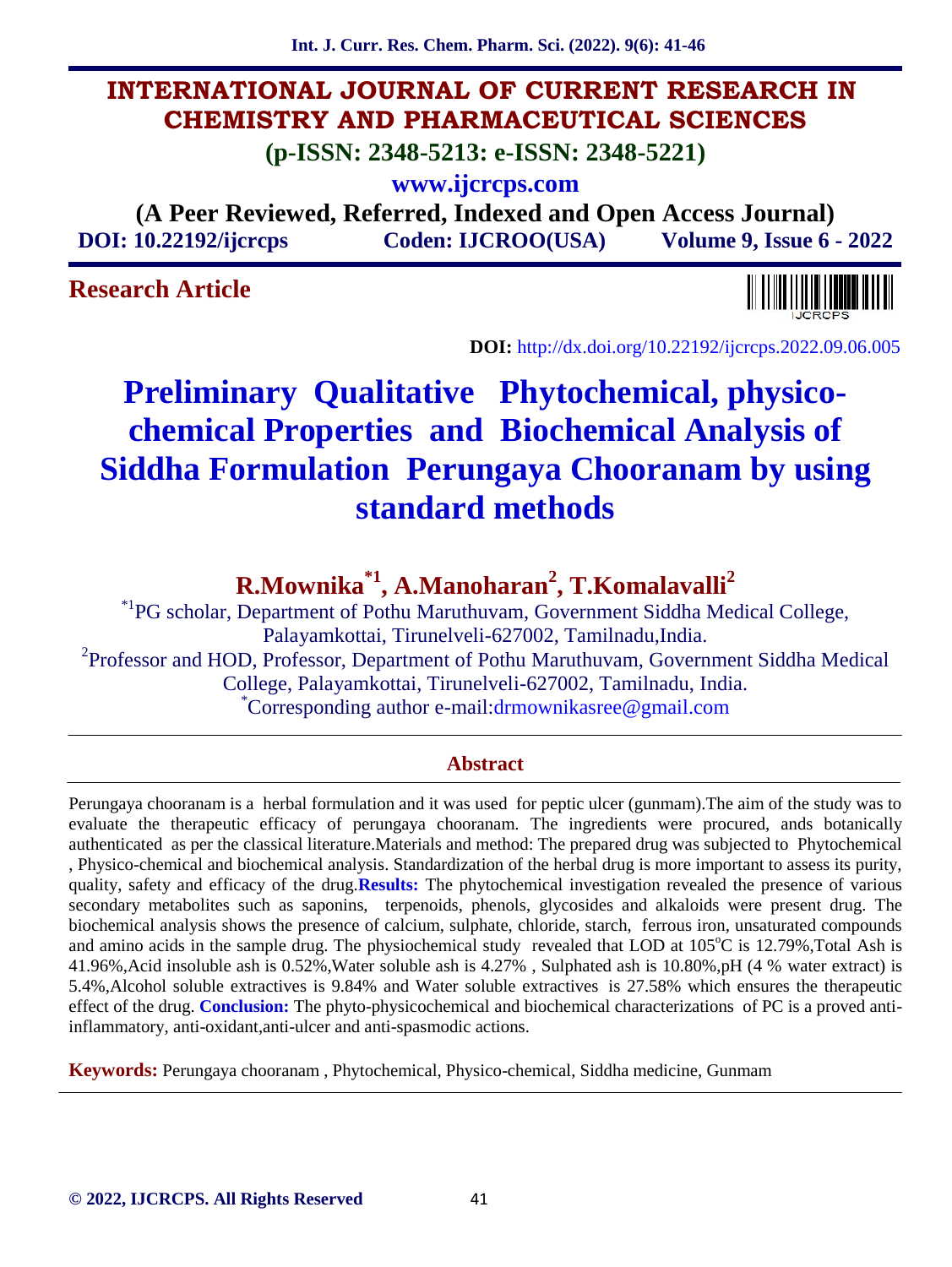# INTERNATIONAL JOURNAL OF CURRENT RESEARCH IN CHEMISTRY AND PHARMACEUTICAL SCIENCES

**(p-ISSN: 2348-5213: e-ISSN: 2348-5221)**

**www.ijcrcps.com**

**(A Peer Reviewed, Referred, Indexed and Open Access Journal)**

**DOI: 10.22192/ijcrcps** **Coden: IJCROO(USA)** **Volume 9, Issue 6 - 2022**

**Research Article**

**DOI:** http://dx.doi.org/10.22192/ijcrcps.2022.09.06.005

# Preliminary Qualitative Phytochemical, physico-chemical Properties and Biochemical Analysis of Siddha Formulation Perungaya Chooranam by using standard methods

## R.Mownika[*1], A.Manoharan[2], T.Komalavalli[2]

[*1]PG scholar, Department of Pothu Maruthuvam, Government Siddha Medical College, Palayamkottai, Tirunelveli-627002, Tamilnadu,India.

[2]Professor and HOD, Professor, Department of Pothu Maruthuvam, Government Siddha Medical College, Palayamkottai, Tirunelveli-627002, Tamilnadu, India.

[*]Corresponding author e-mail:drmownikasree@gmail.com

## Abstract

Perungaya chooranam is a herbal formulation and it was used for peptic ulcer (gunmam).The aim of the study was to evaluate the therapeutic efficacy of perungaya chooranam. The ingredients were procured, ands botanically authenticated as per the classical literature.Materials and method: The prepared drug was subjected to Phytochemical , Physico-chemical and biochemical analysis. Standardization of the herbal drug is more important to assess its purity, quality, safety and efficacy of the drug.**Results:** The phytochemical investigation revealed the presence of various secondary metabolites such as saponins, terpenoids, phenols, glycosides and alkaloids were present drug. The biochemical analysis shows the presence of calcium, sulphate, chloride, starch, ferrous iron, unsaturated compounds and amino acids in the sample drug. The physiochemical study revealed that LOD at 105$^{o}$C is 12.79%,Total Ash is 41.96%,Acid insoluble ash is 0.52%,Water soluble ash is 4.27% , Sulphated ash is 10.80%,pH (4 % water extract) is 5.4%,Alcohol soluble extractives is 9.84% and Water soluble extractives is 27.58% which ensures the therapeutic effect of the drug. **Conclusion:** The phyto-physicochemical and biochemical characterizations of PC is a proved anti-inflammatory, anti-oxidant,anti-ulcer and anti-spasmodic actions.

**Keywords:** Perungaya chooranam , Phytochemical, Physico-chemical, Siddha medicine, Gunmam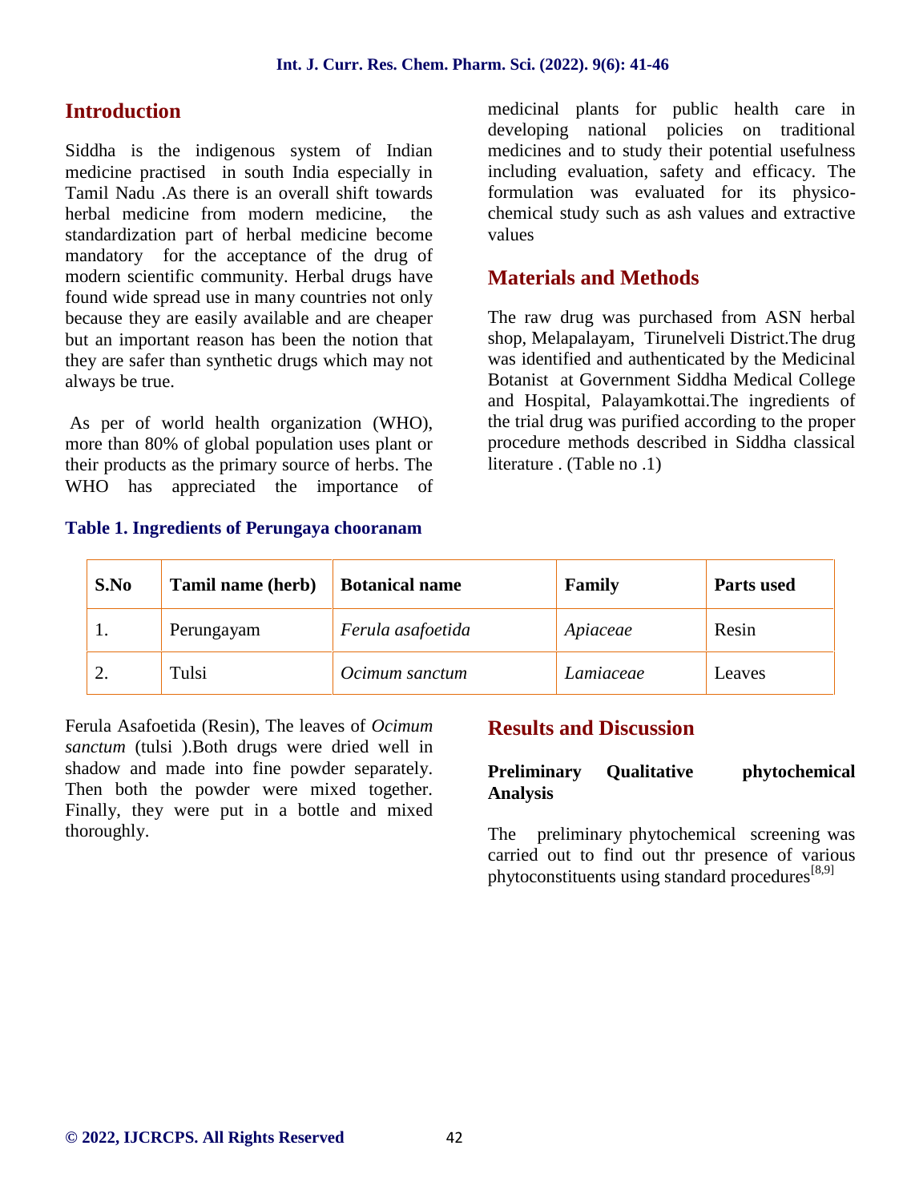## Introduction

Siddha is the indigenous system of Indian medicine practised in south India especially in Tamil Nadu .As there is an overall shift towards herbal medicine from modern medicine, the standardization part of herbal medicine become mandatory for the acceptance of the drug of modern scientific community. Herbal drugs have found wide spread use in many countries not only because they are easily available and are cheaper but an important reason has been the notion that they are safer than synthetic drugs which may not always be true.

As per of world health organization (WHO), more than 80% of global population uses plant or their products as the primary source of herbs. The WHO has appreciated the importance of medicinal plants for public health care in developing national policies on traditional medicines and to study their potential usefulness including evaluation, safety and efficacy. The formulation was evaluated for its physico-chemical study such as ash values and extractive values

## Materials and Methods

The raw drug was purchased from ASN herbal shop, Melapalayam, Tirunelveli District.The drug was identified and authenticated by the Medicinal Botanist at Government Siddha Medical College and Hospital, Palayamkottai.The ingredients of the trial drug was purified according to the proper procedure methods described in Siddha classical literature . (Table no .1)

**Table 1. Ingredients of Perungaya chooranam**

| S.No | Tamil name (herb) | Botanical name | Family | Parts used |
|---|---|---|---|---|
| 1. | Perungayam | *Ferula asafoetida* | *Apiaceae* | Resin |
| 2. | Tulsi | *Ocimum sanctum* | *Lamiaceae* | Leaves |

Ferula Asafoetida (Resin), The leaves of *Ocimum sanctum* (tulsi ).Both drugs were dried well in shadow and made into fine powder separately. Then both the powder were mixed together. Finally, they were put in a bottle and mixed thoroughly.

## Results and Discussion

### Preliminary Qualitative phytochemical Analysis

The preliminary phytochemical screening was carried out to find out thr presence of various phytoconstituents using standard procedures[8,9]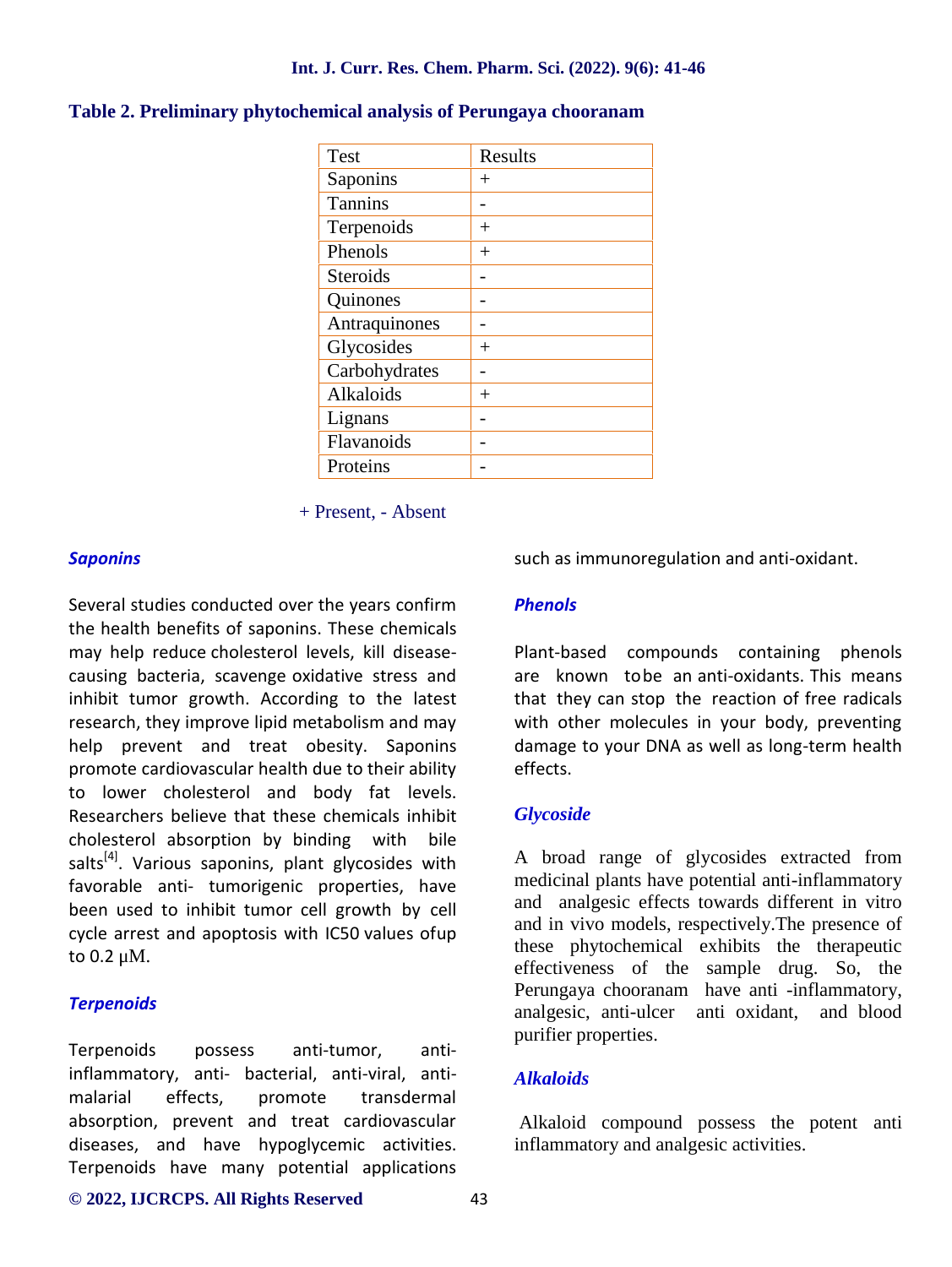**Table 2. Preliminary phytochemical analysis of Perungaya chooranam**

| Test | Results |
|---|---|
| Saponins | + |
| Tannins | - |
| Terpenoids | + |
| Phenols | + |
| Steroids | - |
| Quinones | - |
| Antraquinones | - |
| Glycosides | + |
| Carbohydrates | - |
| Alkaloids | + |
| Lignans | - |
| Flavanoids | - |
| Proteins | - |

+ Present, - Absent

### *Saponins*

Several studies conducted over the years confirm the health benefits of saponins. These chemicals may help reduce cholesterol levels, kill disease-causing bacteria, scavenge oxidative stress and inhibit tumor growth. According to the latest research, they improve lipid metabolism and may help prevent and treat obesity. Saponins promote cardiovascular health due to their ability to lower cholesterol and body fat levels. Researchers believe that these chemicals inhibit cholesterol absorption by binding with bile salts[4]. Various saponins, plant glycosides with favorable anti- tumorigenic properties, have been used to inhibit tumor cell growth by cell cycle arrest and apoptosis with IC50 values ofup to 0.2 μM.

### *Terpenoids*

Terpenoids possess anti-tumor, anti-inflammatory, anti- bacterial, anti-viral, anti-malarial effects, promote transdermal absorption, prevent and treat cardiovascular diseases, and have hypoglycemic activities. Terpenoids have many potential applications such as immunoregulation and anti-oxidant.

### *Phenols*

Plant-based compounds containing phenols are known tobe an anti-oxidants. This means that they can stop the reaction of free radicals with other molecules in your body, preventing damage to your DNA as well as long-term health effects.

### *Glycoside*

A broad range of glycosides extracted from medicinal plants have potential anti-inflammatory and analgesic effects towards different in vitro and in vivo models, respectively.The presence of these phytochemical exhibits the therapeutic effectiveness of the sample drug. So, the Perungaya chooranam have anti -inflammatory, analgesic, anti-ulcer anti oxidant, and blood purifier properties.

### *Alkaloids*

Alkaloid compound possess the potent anti inflammatory and analgesic activities.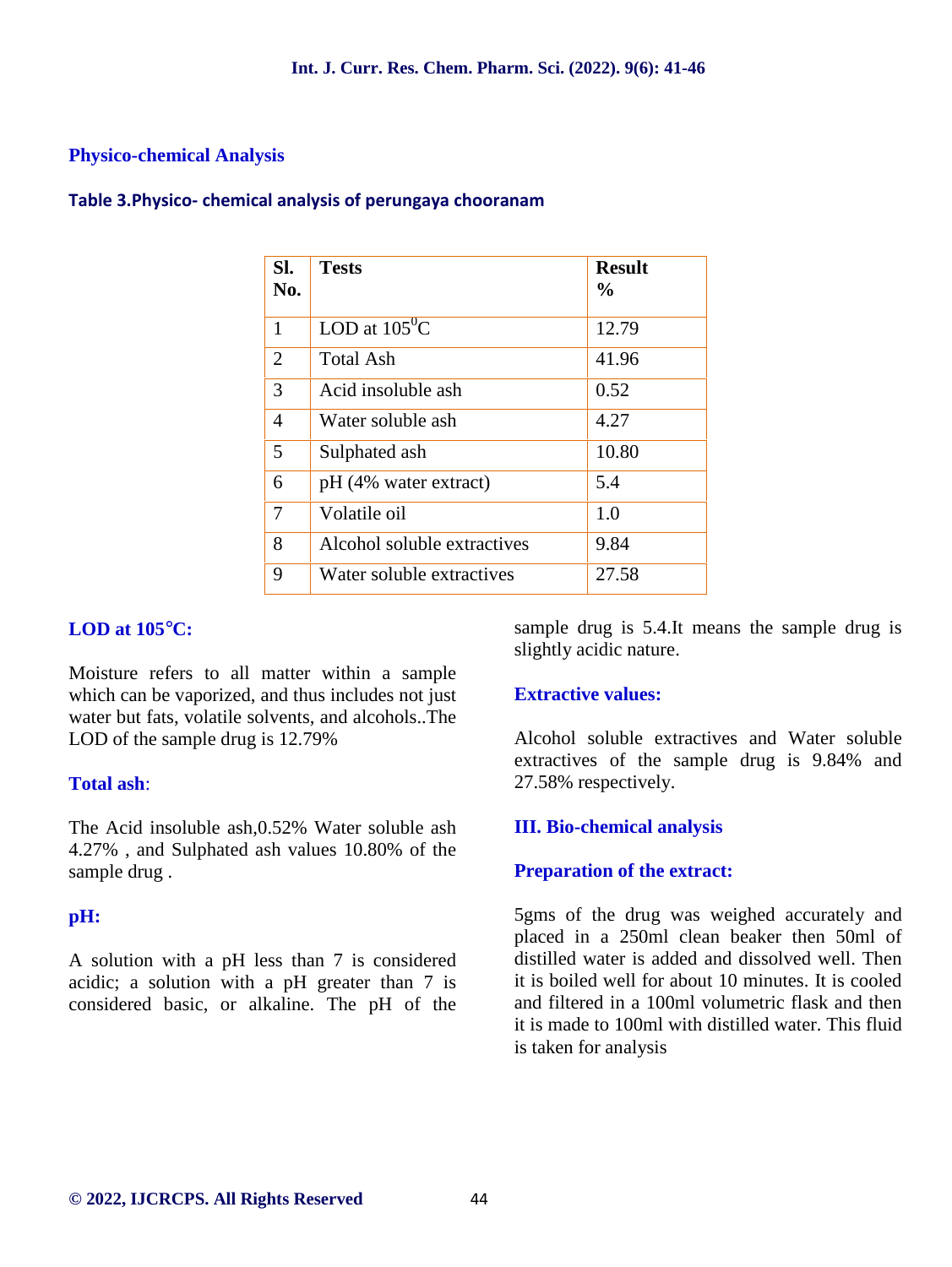## Physico-chemical Analysis

**Table 3.Physico- chemical analysis of perungaya chooranam**

| Sl. No. | Tests | Result % |
|---|---|---|
| 1 | LOD at $105^0$C | 12.79 |
| 2 | Total Ash | 41.96 |
| 3 | Acid insoluble ash | 0.52 |
| 4 | Water soluble ash | 4.27 |
| 5 | Sulphated ash | 10.80 |
| 6 | pH (4% water extract) | 5.4 |
| 7 | Volatile oil | 1.0 |
| 8 | Alcohol soluble extractives | 9.84 |
| 9 | Water soluble extractives | 27.58 |

### LOD at 105°C:

Moisture refers to all matter within a sample which can be vaporized, and thus includes not just water but fats, volatile solvents, and alcohols..The LOD of the sample drug is 12.79%

### Total ash:

The Acid insoluble ash,0.52% Water soluble ash 4.27% , and Sulphated ash values 10.80% of the sample drug .

### pH:

A solution with a pH less than 7 is considered acidic; a solution with a pH greater than 7 is considered basic, or alkaline. The pH of the sample drug is 5.4.It means the sample drug is slightly acidic nature.

### Extractive values:

Alcohol soluble extractives and Water soluble extractives of the sample drug is 9.84% and 27.58% respectively.

## III. Bio-chemical analysis

### Preparation of the extract:

5gms of the drug was weighed accurately and placed in a 250ml clean beaker then 50ml of distilled water is added and dissolved well. Then it is boiled well for about 10 minutes. It is cooled and filtered in a 100ml volumetric flask and then it is made to 100ml with distilled water. This fluid is taken for analysis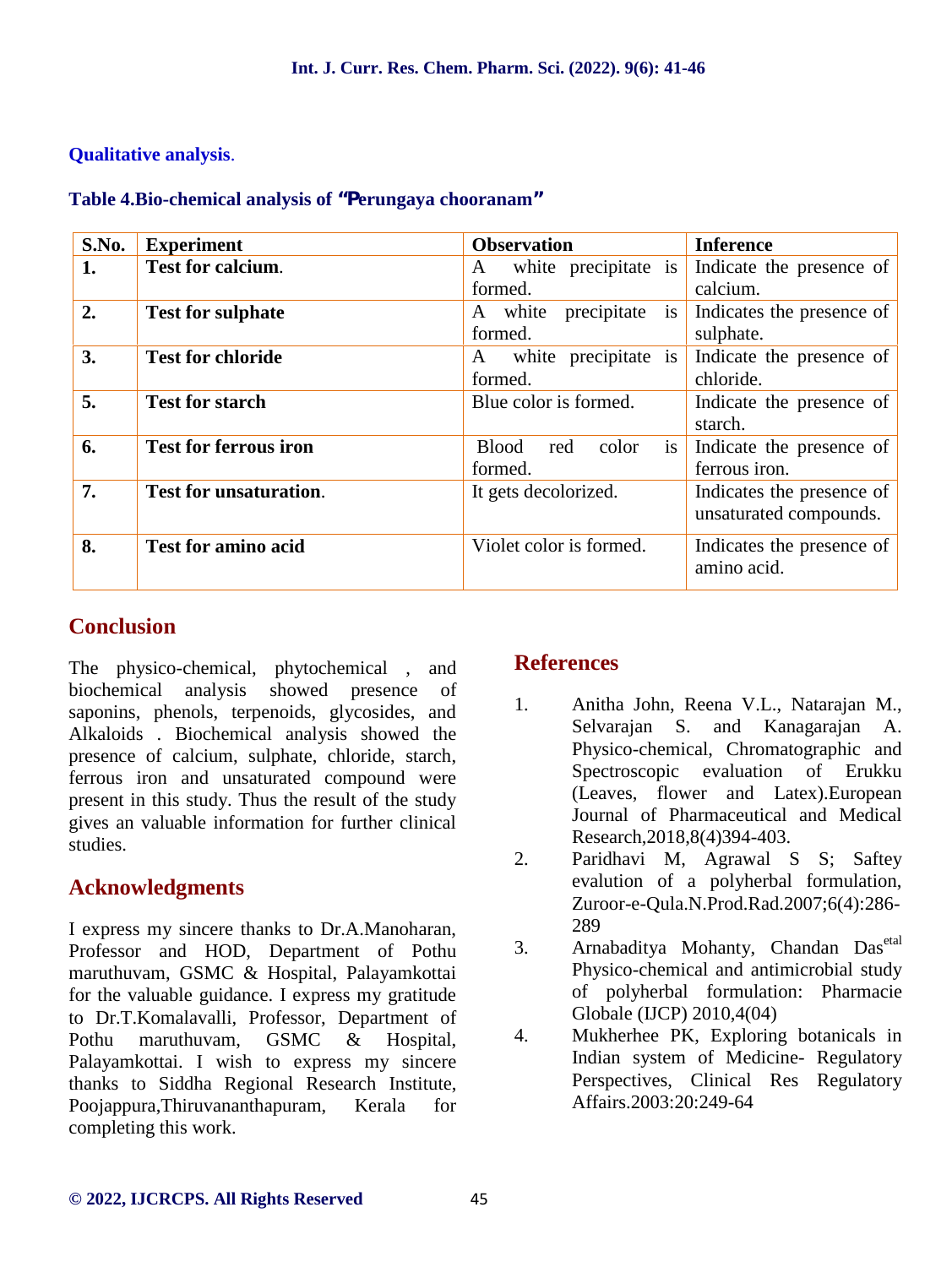**Qualitative analysis**.

**Table 4.Bio-chemical analysis of "Perungaya chooranam"**

| S.No. | Experiment | Observation | Inference |
|---|---|---|---|
| **1.** | **Test for calcium**. | A white precipitate is formed. | Indicate the presence of calcium. |
| **2.** | **Test for sulphate** | A white precipitate is formed. | Indicates the presence of sulphate. |
| **3.** | **Test for chloride** | A white precipitate is formed. | Indicate the presence of chloride. |
| **5.** | **Test for starch** | Blue color is formed. | Indicate the presence of starch. |
| **6.** | **Test for ferrous iron** | Blood red color is formed. | Indicate the presence of ferrous iron. |
| **7.** | **Test for unsaturation**. | It gets decolorized. | Indicates the presence of unsaturated compounds. |
| **8.** | **Test for amino acid** | Violet color is formed. | Indicates the presence of amino acid. |

## Conclusion

The physico-chemical, phytochemical , and biochemical analysis showed presence of saponins, phenols, terpenoids, glycosides, and Alkaloids . Biochemical analysis showed the presence of calcium, sulphate, chloride, starch, ferrous iron and unsaturated compound were present in this study. Thus the result of the study gives an valuable information for further clinical studies.

## Acknowledgments

I express my sincere thanks to Dr.A.Manoharan, Professor and HOD, Department of Pothu maruthuvam, GSMC & Hospital, Palayamkottai for the valuable guidance. I express my gratitude to Dr.T.Komalavalli, Professor, Department of Pothu maruthuvam, GSMC & Hospital, Palayamkottai. I wish to express my sincere thanks to Siddha Regional Research Institute, Poojappura,Thiruvananthapuram, Kerala for completing this work.

## References

1. Anitha John, Reena V.L., Natarajan M., Selvarajan S. and Kanagarajan A. Physico-chemical, Chromatographic and Spectroscopic evaluation of Erukku (Leaves, flower and Latex).European Journal of Pharmaceutical and Medical Research,2018,8(4)394-403.
2. Paridhavi M, Agrawal S S; Saftey evalution of a polyherbal formulation, Zuroor-e-Qula.N.Prod.Rad.2007;6(4):286-289
3. Arnabaditya Mohanty, Chandan Das[etal] Physico-chemical and antimicrobial study of polyherbal formulation: Pharmacie Globale (IJCP) 2010,4(04)
4. Mukherhee PK, Exploring botanicals in Indian system of Medicine- Regulatory Perspectives, Clinical Res Regulatory Affairs.2003:20:249-64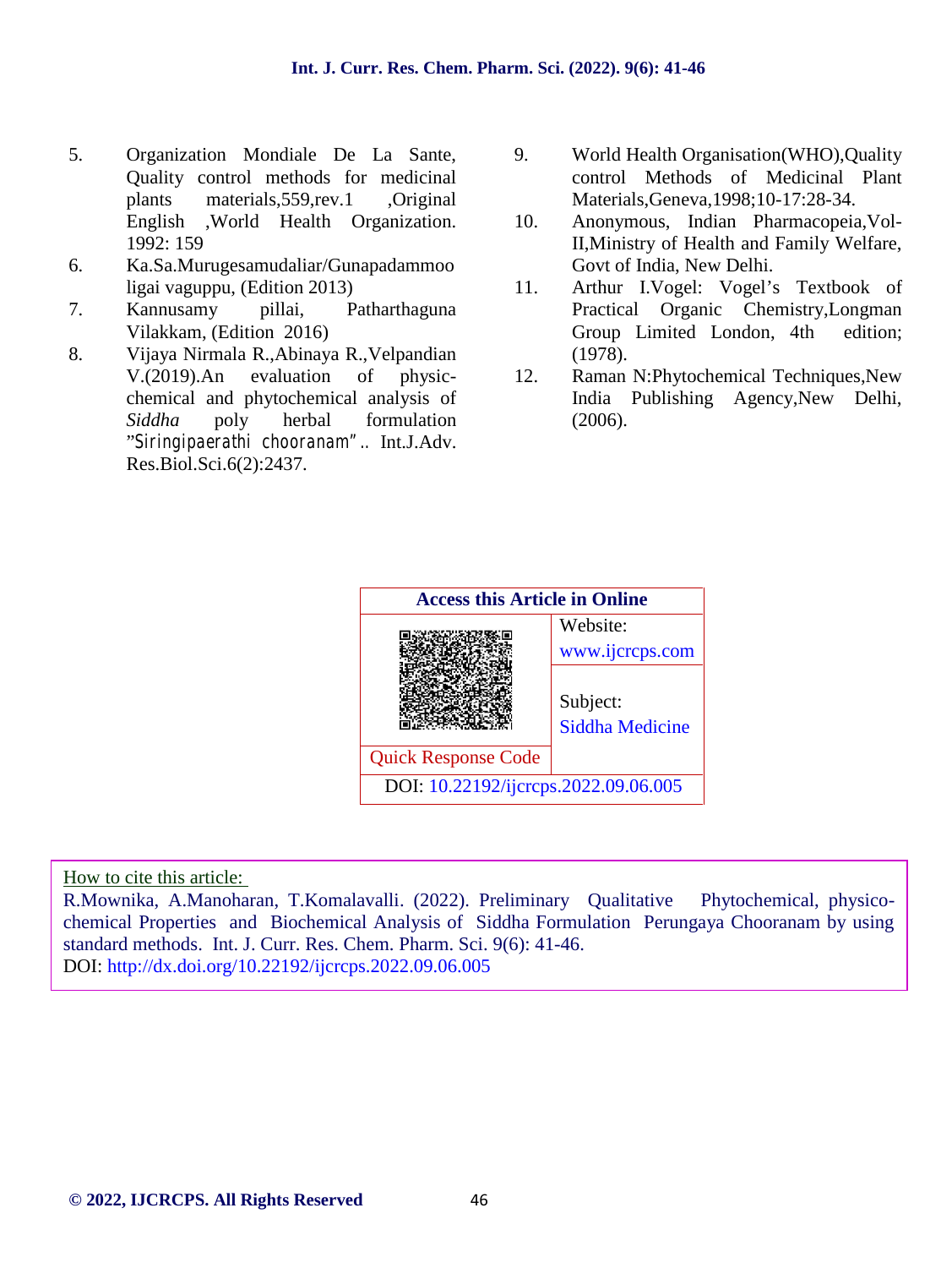5. Organization Mondiale De La Sante, Quality control methods for medicinal plants materials,559,rev.1 ,Original English ,World Health Organization. 1992: 159
6. Ka.Sa.Murugesamudaliar/Gunapadammooligai vaguppu, (Edition 2013)
7. Kannusamy pillai, Patharthaguna Vilakkam, (Edition 2016)
8. Vijaya Nirmala R.,Abinaya R.,Velpandian V.(2019).An evaluation of physic-chemical and phytochemical analysis of *Siddha* poly herbal formulation "Siringipaerathi chooranam".. Int.J.Adv. Res.Biol.Sci.6(2):2437.
9. World Health Organisation(WHO),Quality control Methods of Medicinal Plant Materials,Geneva,1998;10-17:28-34.
10. Anonymous, Indian Pharmacopeia,Vol-II,Ministry of Health and Family Welfare, Govt of India, New Delhi.
11. Arthur I.Vogel: Vogel's Textbook of Practical Organic Chemistry,Longman Group Limited London, 4th edition; (1978).
12. Raman N:Phytochemical Techniques,New India Publishing Agency,New Delhi, (2006).

| Access this Article in Online | |
|---|---|
| | Website: www.ijcrcps.com |
| Quick Response Code | Subject: Siddha Medicine |
| DOI: 10.22192/ijcrcps.2022.09.06.005 | |

How to cite this article:

R.Mownika, A.Manoharan, T.Komalavalli. (2022). Preliminary Qualitative Phytochemical, physico-chemical Properties and Biochemical Analysis of Siddha Formulation Perungaya Chooranam by using standard methods. Int. J. Curr. Res. Chem. Pharm. Sci. 9(6): 41-46.
DOI: http://dx.doi.org/10.22192/ijcrcps.2022.09.06.005